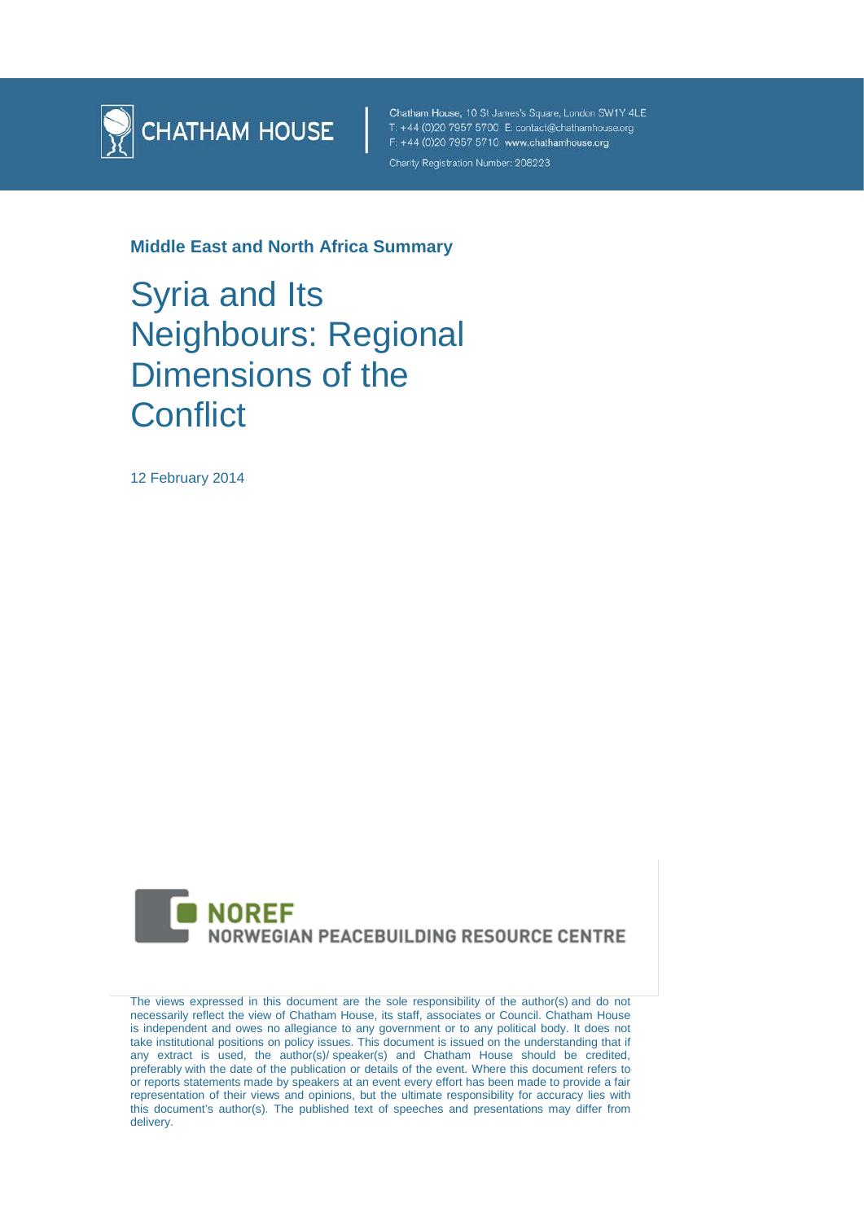CHATHAM HOUSE

Chatham House, 10 St James's Square, London SW1Y 4LE
T: +44 (0)20 7957 5700 E: contact@chathamhouse.org
F: +44 (0)20 7957 5710 www.chathamhouse.org
Charity Registration Number: 208223

**Middle East and North Africa Summary**

# Syria and Its Neighbours: Regional Dimensions of the Conflict

12 February 2014

NOREF
NORWEGIAN PEACEBUILDING RESOURCE CENTRE

The views expressed in this document are the sole responsibility of the author(s) and do not necessarily reflect the view of Chatham House, its staff, associates or Council. Chatham House is independent and owes no allegiance to any government or to any political body. It does not take institutional positions on policy issues. This document is issued on the understanding that if any extract is used, the author(s)/ speaker(s) and Chatham House should be credited, preferably with the date of the publication or details of the event. Where this document refers to or reports statements made by speakers at an event every effort has been made to provide a fair representation of their views and opinions, but the ultimate responsibility for accuracy lies with this document's author(s). The published text of speeches and presentations may differ from delivery.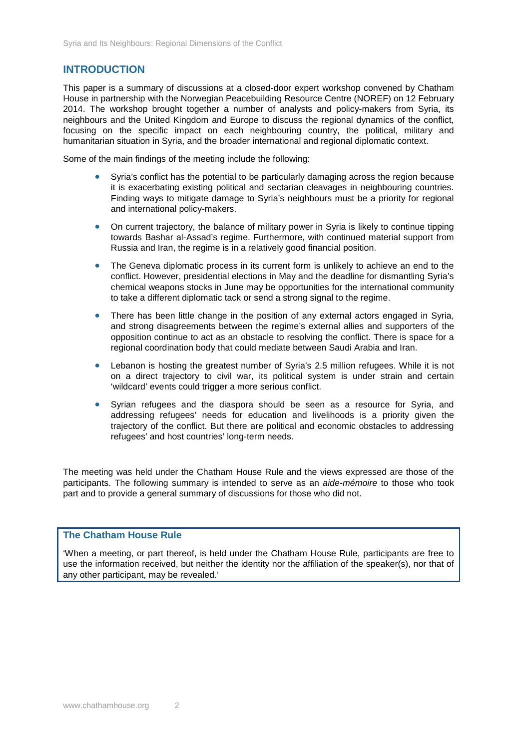## INTRODUCTION

This paper is a summary of discussions at a closed-door expert workshop convened by Chatham House in partnership with the Norwegian Peacebuilding Resource Centre (NOREF) on 12 February 2014. The workshop brought together a number of analysts and policy-makers from Syria, its neighbours and the United Kingdom and Europe to discuss the regional dynamics of the conflict, focusing on the specific impact on each neighbouring country, the political, military and humanitarian situation in Syria, and the broader international and regional diplomatic context.

Some of the main findings of the meeting include the following:

- Syria's conflict has the potential to be particularly damaging across the region because it is exacerbating existing political and sectarian cleavages in neighbouring countries. Finding ways to mitigate damage to Syria's neighbours must be a priority for regional and international policy-makers.
- On current trajectory, the balance of military power in Syria is likely to continue tipping towards Bashar al-Assad's regime. Furthermore, with continued material support from Russia and Iran, the regime is in a relatively good financial position.
- The Geneva diplomatic process in its current form is unlikely to achieve an end to the conflict. However, presidential elections in May and the deadline for dismantling Syria's chemical weapons stocks in June may be opportunities for the international community to take a different diplomatic tack or send a strong signal to the regime.
- There has been little change in the position of any external actors engaged in Syria, and strong disagreements between the regime's external allies and supporters of the opposition continue to act as an obstacle to resolving the conflict. There is space for a regional coordination body that could mediate between Saudi Arabia and Iran.
- Lebanon is hosting the greatest number of Syria's 2.5 million refugees. While it is not on a direct trajectory to civil war, its political system is under strain and certain 'wildcard' events could trigger a more serious conflict.
- Syrian refugees and the diaspora should be seen as a resource for Syria, and addressing refugees' needs for education and livelihoods is a priority given the trajectory of the conflict. But there are political and economic obstacles to addressing refugees' and host countries' long-term needs.

The meeting was held under the Chatham House Rule and the views expressed are those of the participants. The following summary is intended to serve as an *aide-mémoire* to those who took part and to provide a general summary of discussions for those who did not.

**The Chatham House Rule**

'When a meeting, or part thereof, is held under the Chatham House Rule, participants are free to use the information received, but neither the identity nor the affiliation of the speaker(s), nor that of any other participant, may be revealed.'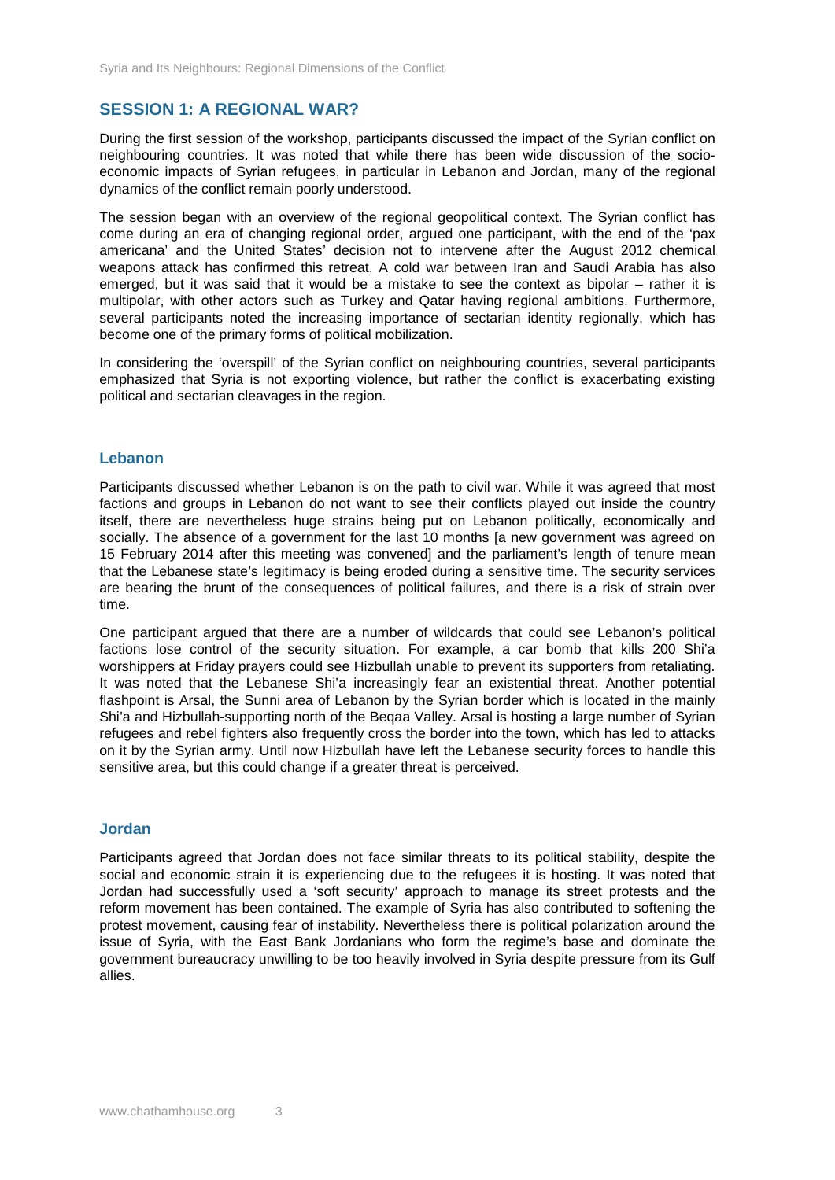## SESSION 1: A REGIONAL WAR?

During the first session of the workshop, participants discussed the impact of the Syrian conflict on neighbouring countries. It was noted that while there has been wide discussion of the socio-economic impacts of Syrian refugees, in particular in Lebanon and Jordan, many of the regional dynamics of the conflict remain poorly understood.

The session began with an overview of the regional geopolitical context. The Syrian conflict has come during an era of changing regional order, argued one participant, with the end of the 'pax americana' and the United States' decision not to intervene after the August 2012 chemical weapons attack has confirmed this retreat. A cold war between Iran and Saudi Arabia has also emerged, but it was said that it would be a mistake to see the context as bipolar – rather it is multipolar, with other actors such as Turkey and Qatar having regional ambitions. Furthermore, several participants noted the increasing importance of sectarian identity regionally, which has become one of the primary forms of political mobilization.

In considering the 'overspill' of the Syrian conflict on neighbouring countries, several participants emphasized that Syria is not exporting violence, but rather the conflict is exacerbating existing political and sectarian cleavages in the region.

### Lebanon

Participants discussed whether Lebanon is on the path to civil war. While it was agreed that most factions and groups in Lebanon do not want to see their conflicts played out inside the country itself, there are nevertheless huge strains being put on Lebanon politically, economically and socially. The absence of a government for the last 10 months [a new government was agreed on 15 February 2014 after this meeting was convened] and the parliament's length of tenure mean that the Lebanese state's legitimacy is being eroded during a sensitive time. The security services are bearing the brunt of the consequences of political failures, and there is a risk of strain over time.

One participant argued that there are a number of wildcards that could see Lebanon's political factions lose control of the security situation. For example, a car bomb that kills 200 Shi'a worshippers at Friday prayers could see Hizbullah unable to prevent its supporters from retaliating. It was noted that the Lebanese Shi'a increasingly fear an existential threat. Another potential flashpoint is Arsal, the Sunni area of Lebanon by the Syrian border which is located in the mainly Shi'a and Hizbullah-supporting north of the Beqaa Valley. Arsal is hosting a large number of Syrian refugees and rebel fighters also frequently cross the border into the town, which has led to attacks on it by the Syrian army. Until now Hizbullah have left the Lebanese security forces to handle this sensitive area, but this could change if a greater threat is perceived.

### Jordan

Participants agreed that Jordan does not face similar threats to its political stability, despite the social and economic strain it is experiencing due to the refugees it is hosting. It was noted that Jordan had successfully used a 'soft security' approach to manage its street protests and the reform movement has been contained. The example of Syria has also contributed to softening the protest movement, causing fear of instability. Nevertheless there is political polarization around the issue of Syria, with the East Bank Jordanians who form the regime's base and dominate the government bureaucracy unwilling to be too heavily involved in Syria despite pressure from its Gulf allies.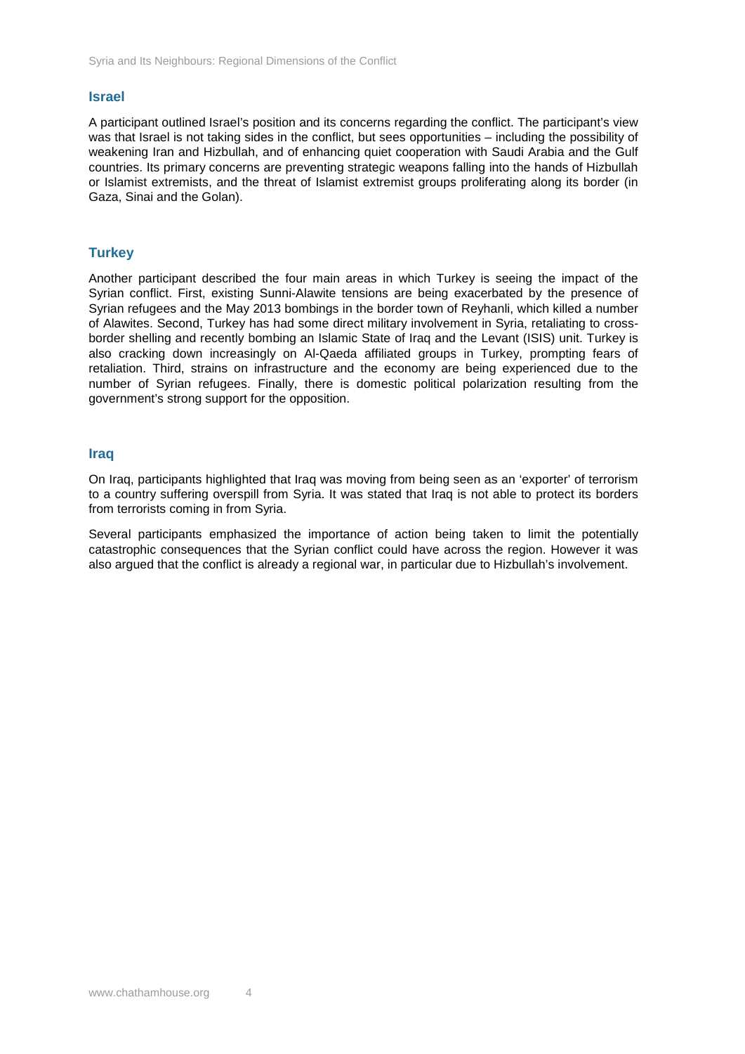## Israel

A participant outlined Israel's position and its concerns regarding the conflict. The participant's view was that Israel is not taking sides in the conflict, but sees opportunities – including the possibility of weakening Iran and Hizbullah, and of enhancing quiet cooperation with Saudi Arabia and the Gulf countries. Its primary concerns are preventing strategic weapons falling into the hands of Hizbullah or Islamist extremists, and the threat of Islamist extremist groups proliferating along its border (in Gaza, Sinai and the Golan).

## Turkey

Another participant described the four main areas in which Turkey is seeing the impact of the Syrian conflict. First, existing Sunni-Alawite tensions are being exacerbated by the presence of Syrian refugees and the May 2013 bombings in the border town of Reyhanli, which killed a number of Alawites. Second, Turkey has had some direct military involvement in Syria, retaliating to cross-border shelling and recently bombing an Islamic State of Iraq and the Levant (ISIS) unit. Turkey is also cracking down increasingly on Al-Qaeda affiliated groups in Turkey, prompting fears of retaliation. Third, strains on infrastructure and the economy are being experienced due to the number of Syrian refugees. Finally, there is domestic political polarization resulting from the government's strong support for the opposition.

## Iraq

On Iraq, participants highlighted that Iraq was moving from being seen as an 'exporter' of terrorism to a country suffering overspill from Syria. It was stated that Iraq is not able to protect its borders from terrorists coming in from Syria.

Several participants emphasized the importance of action being taken to limit the potentially catastrophic consequences that the Syrian conflict could have across the region. However it was also argued that the conflict is already a regional war, in particular due to Hizbullah's involvement.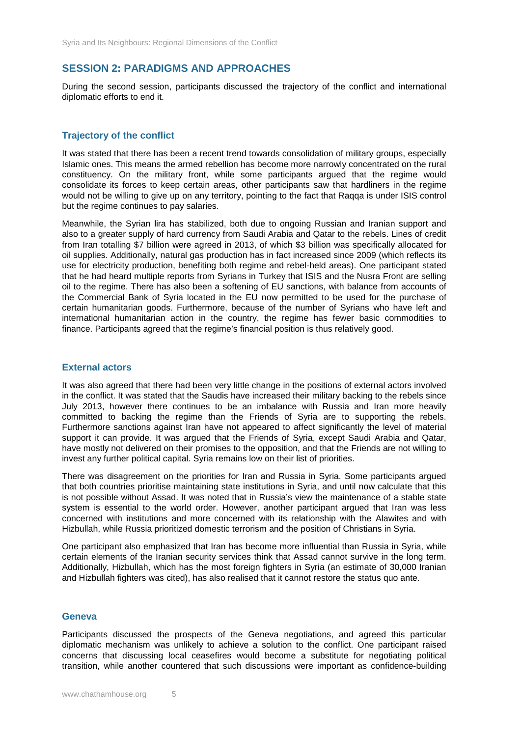## SESSION 2: PARADIGMS AND APPROACHES

During the second session, participants discussed the trajectory of the conflict and international diplomatic efforts to end it.

### Trajectory of the conflict

It was stated that there has been a recent trend towards consolidation of military groups, especially Islamic ones. This means the armed rebellion has become more narrowly concentrated on the rural constituency. On the military front, while some participants argued that the regime would consolidate its forces to keep certain areas, other participants saw that hardliners in the regime would not be willing to give up on any territory, pointing to the fact that Raqqa is under ISIS control but the regime continues to pay salaries.

Meanwhile, the Syrian lira has stabilized, both due to ongoing Russian and Iranian support and also to a greater supply of hard currency from Saudi Arabia and Qatar to the rebels. Lines of credit from Iran totalling $7 billion were agreed in 2013, of which $3 billion was specifically allocated for oil supplies. Additionally, natural gas production has in fact increased since 2009 (which reflects its use for electricity production, benefiting both regime and rebel-held areas). One participant stated that he had heard multiple reports from Syrians in Turkey that ISIS and the Nusra Front are selling oil to the regime. There has also been a softening of EU sanctions, with balance from accounts of the Commercial Bank of Syria located in the EU now permitted to be used for the purchase of certain humanitarian goods. Furthermore, because of the number of Syrians who have left and international humanitarian action in the country, the regime has fewer basic commodities to finance. Participants agreed that the regime's financial position is thus relatively good.

### External actors

It was also agreed that there had been very little change in the positions of external actors involved in the conflict. It was stated that the Saudis have increased their military backing to the rebels since July 2013, however there continues to be an imbalance with Russia and Iran more heavily committed to backing the regime than the Friends of Syria are to supporting the rebels. Furthermore sanctions against Iran have not appeared to affect significantly the level of material support it can provide. It was argued that the Friends of Syria, except Saudi Arabia and Qatar, have mostly not delivered on their promises to the opposition, and that the Friends are not willing to invest any further political capital. Syria remains low on their list of priorities.

There was disagreement on the priorities for Iran and Russia in Syria. Some participants argued that both countries prioritise maintaining state institutions in Syria, and until now calculate that this is not possible without Assad. It was noted that in Russia's view the maintenance of a stable state system is essential to the world order. However, another participant argued that Iran was less concerned with institutions and more concerned with its relationship with the Alawites and with Hizbullah, while Russia prioritized domestic terrorism and the position of Christians in Syria.

One participant also emphasized that Iran has become more influential than Russia in Syria, while certain elements of the Iranian security services think that Assad cannot survive in the long term. Additionally, Hizbullah, which has the most foreign fighters in Syria (an estimate of 30,000 Iranian and Hizbullah fighters was cited), has also realised that it cannot restore the status quo ante.

### Geneva

Participants discussed the prospects of the Geneva negotiations, and agreed this particular diplomatic mechanism was unlikely to achieve a solution to the conflict. One participant raised concerns that discussing local ceasefires would become a substitute for negotiating political transition, while another countered that such discussions were important as confidence-building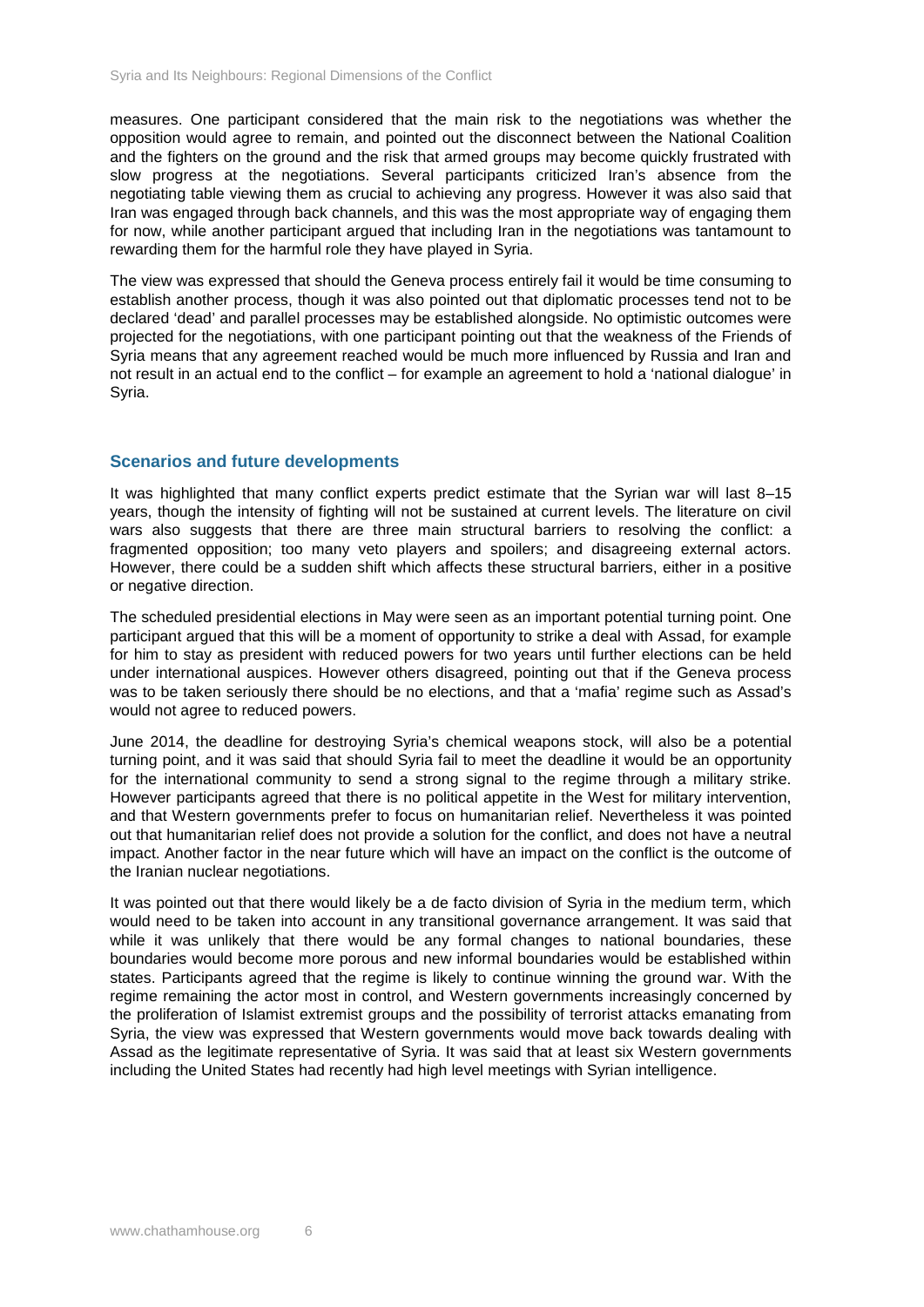measures. One participant considered that the main risk to the negotiations was whether the opposition would agree to remain, and pointed out the disconnect between the National Coalition and the fighters on the ground and the risk that armed groups may become quickly frustrated with slow progress at the negotiations. Several participants criticized Iran's absence from the negotiating table viewing them as crucial to achieving any progress. However it was also said that Iran was engaged through back channels, and this was the most appropriate way of engaging them for now, while another participant argued that including Iran in the negotiations was tantamount to rewarding them for the harmful role they have played in Syria.

The view was expressed that should the Geneva process entirely fail it would be time consuming to establish another process, though it was also pointed out that diplomatic processes tend not to be declared 'dead' and parallel processes may be established alongside. No optimistic outcomes were projected for the negotiations, with one participant pointing out that the weakness of the Friends of Syria means that any agreement reached would be much more influenced by Russia and Iran and not result in an actual end to the conflict – for example an agreement to hold a 'national dialogue' in Syria.

## Scenarios and future developments

It was highlighted that many conflict experts predict estimate that the Syrian war will last 8–15 years, though the intensity of fighting will not be sustained at current levels. The literature on civil wars also suggests that there are three main structural barriers to resolving the conflict: a fragmented opposition; too many veto players and spoilers; and disagreeing external actors. However, there could be a sudden shift which affects these structural barriers, either in a positive or negative direction.

The scheduled presidential elections in May were seen as an important potential turning point. One participant argued that this will be a moment of opportunity to strike a deal with Assad, for example for him to stay as president with reduced powers for two years until further elections can be held under international auspices. However others disagreed, pointing out that if the Geneva process was to be taken seriously there should be no elections, and that a 'mafia' regime such as Assad's would not agree to reduced powers.

June 2014, the deadline for destroying Syria's chemical weapons stock, will also be a potential turning point, and it was said that should Syria fail to meet the deadline it would be an opportunity for the international community to send a strong signal to the regime through a military strike. However participants agreed that there is no political appetite in the West for military intervention, and that Western governments prefer to focus on humanitarian relief. Nevertheless it was pointed out that humanitarian relief does not provide a solution for the conflict, and does not have a neutral impact. Another factor in the near future which will have an impact on the conflict is the outcome of the Iranian nuclear negotiations.

It was pointed out that there would likely be a de facto division of Syria in the medium term, which would need to be taken into account in any transitional governance arrangement. It was said that while it was unlikely that there would be any formal changes to national boundaries, these boundaries would become more porous and new informal boundaries would be established within states. Participants agreed that the regime is likely to continue winning the ground war. With the regime remaining the actor most in control, and Western governments increasingly concerned by the proliferation of Islamist extremist groups and the possibility of terrorist attacks emanating from Syria, the view was expressed that Western governments would move back towards dealing with Assad as the legitimate representative of Syria. It was said that at least six Western governments including the United States had recently had high level meetings with Syrian intelligence.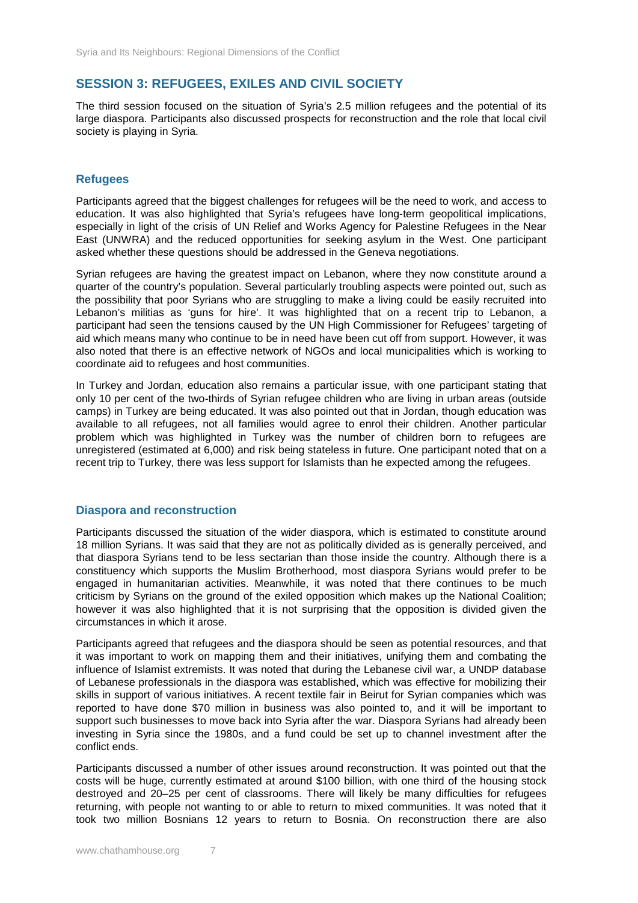## SESSION 3: REFUGEES, EXILES AND CIVIL SOCIETY

The third session focused on the situation of Syria's 2.5 million refugees and the potential of its large diaspora. Participants also discussed prospects for reconstruction and the role that local civil society is playing in Syria.

### Refugees

Participants agreed that the biggest challenges for refugees will be the need to work, and access to education. It was also highlighted that Syria's refugees have long-term geopolitical implications, especially in light of the crisis of UN Relief and Works Agency for Palestine Refugees in the Near East (UNWRA) and the reduced opportunities for seeking asylum in the West. One participant asked whether these questions should be addressed in the Geneva negotiations.

Syrian refugees are having the greatest impact on Lebanon, where they now constitute around a quarter of the country's population. Several particularly troubling aspects were pointed out, such as the possibility that poor Syrians who are struggling to make a living could be easily recruited into Lebanon's militias as 'guns for hire'. It was highlighted that on a recent trip to Lebanon, a participant had seen the tensions caused by the UN High Commissioner for Refugees' targeting of aid which means many who continue to be in need have been cut off from support. However, it was also noted that there is an effective network of NGOs and local municipalities which is working to coordinate aid to refugees and host communities.

In Turkey and Jordan, education also remains a particular issue, with one participant stating that only 10 per cent of the two-thirds of Syrian refugee children who are living in urban areas (outside camps) in Turkey are being educated. It was also pointed out that in Jordan, though education was available to all refugees, not all families would agree to enrol their children. Another particular problem which was highlighted in Turkey was the number of children born to refugees are unregistered (estimated at 6,000) and risk being stateless in future. One participant noted that on a recent trip to Turkey, there was less support for Islamists than he expected among the refugees.

### Diaspora and reconstruction

Participants discussed the situation of the wider diaspora, which is estimated to constitute around 18 million Syrians. It was said that they are not as politically divided as is generally perceived, and that diaspora Syrians tend to be less sectarian than those inside the country. Although there is a constituency which supports the Muslim Brotherhood, most diaspora Syrians would prefer to be engaged in humanitarian activities. Meanwhile, it was noted that there continues to be much criticism by Syrians on the ground of the exiled opposition which makes up the National Coalition; however it was also highlighted that it is not surprising that the opposition is divided given the circumstances in which it arose.

Participants agreed that refugees and the diaspora should be seen as potential resources, and that it was important to work on mapping them and their initiatives, unifying them and combating the influence of Islamist extremists. It was noted that during the Lebanese civil war, a UNDP database of Lebanese professionals in the diaspora was established, which was effective for mobilizing their skills in support of various initiatives. A recent textile fair in Beirut for Syrian companies which was reported to have done $70 million in business was also pointed to, and it will be important to support such businesses to move back into Syria after the war. Diaspora Syrians had already been investing in Syria since the 1980s, and a fund could be set up to channel investment after the conflict ends.

Participants discussed a number of other issues around reconstruction. It was pointed out that the costs will be huge, currently estimated at around $100 billion, with one third of the housing stock destroyed and 20–25 per cent of classrooms. There will likely be many difficulties for refugees returning, with people not wanting to or able to return to mixed communities. It was noted that it took two million Bosnians 12 years to return to Bosnia. On reconstruction there are also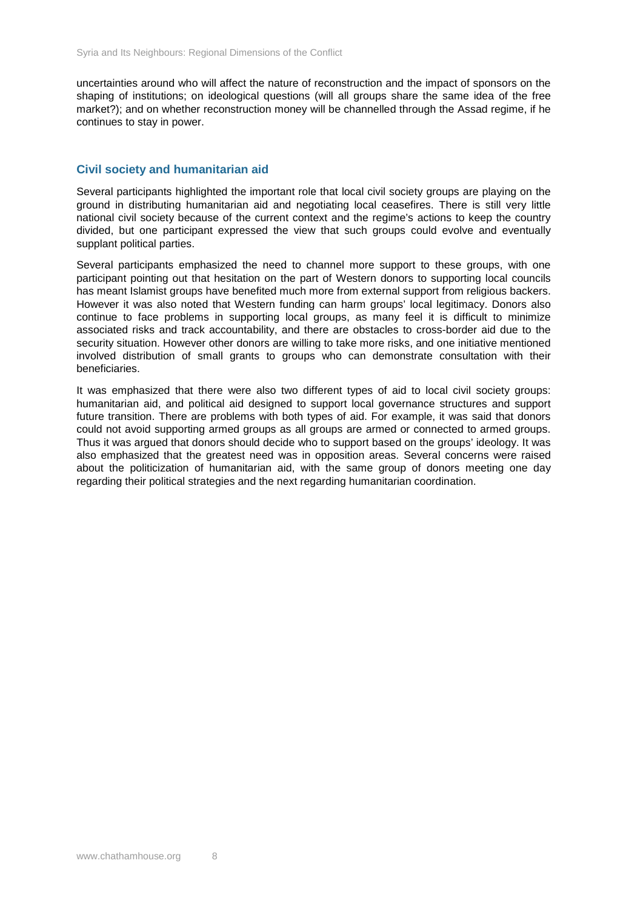uncertainties around who will affect the nature of reconstruction and the impact of sponsors on the shaping of institutions; on ideological questions (will all groups share the same idea of the free market?); and on whether reconstruction money will be channelled through the Assad regime, if he continues to stay in power.

### Civil society and humanitarian aid

Several participants highlighted the important role that local civil society groups are playing on the ground in distributing humanitarian aid and negotiating local ceasefires. There is still very little national civil society because of the current context and the regime's actions to keep the country divided, but one participant expressed the view that such groups could evolve and eventually supplant political parties.

Several participants emphasized the need to channel more support to these groups, with one participant pointing out that hesitation on the part of Western donors to supporting local councils has meant Islamist groups have benefited much more from external support from religious backers. However it was also noted that Western funding can harm groups' local legitimacy. Donors also continue to face problems in supporting local groups, as many feel it is difficult to minimize associated risks and track accountability, and there are obstacles to cross-border aid due to the security situation. However other donors are willing to take more risks, and one initiative mentioned involved distribution of small grants to groups who can demonstrate consultation with their beneficiaries.

It was emphasized that there were also two different types of aid to local civil society groups: humanitarian aid, and political aid designed to support local governance structures and support future transition. There are problems with both types of aid. For example, it was said that donors could not avoid supporting armed groups as all groups are armed or connected to armed groups. Thus it was argued that donors should decide who to support based on the groups' ideology. It was also emphasized that the greatest need was in opposition areas. Several concerns were raised about the politicization of humanitarian aid, with the same group of donors meeting one day regarding their political strategies and the next regarding humanitarian coordination.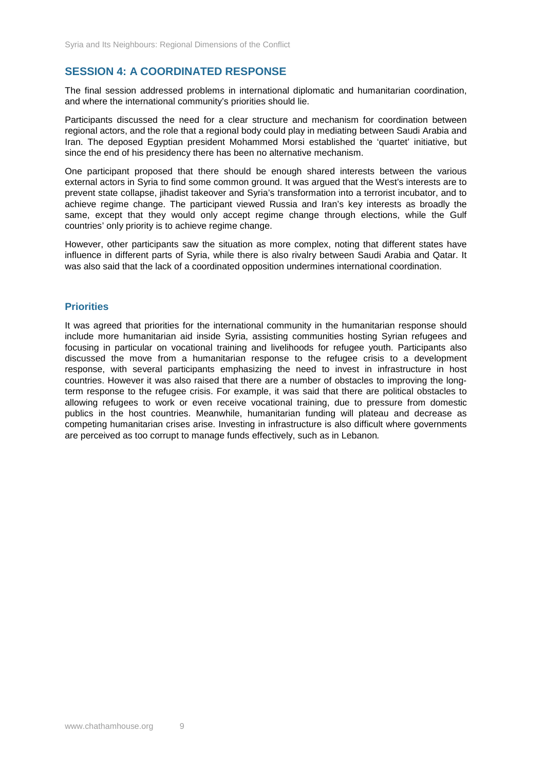## SESSION 4: A COORDINATED RESPONSE

The final session addressed problems in international diplomatic and humanitarian coordination, and where the international community's priorities should lie.

Participants discussed the need for a clear structure and mechanism for coordination between regional actors, and the role that a regional body could play in mediating between Saudi Arabia and Iran. The deposed Egyptian president Mohammed Morsi established the 'quartet' initiative, but since the end of his presidency there has been no alternative mechanism.

One participant proposed that there should be enough shared interests between the various external actors in Syria to find some common ground. It was argued that the West's interests are to prevent state collapse, jihadist takeover and Syria's transformation into a terrorist incubator, and to achieve regime change. The participant viewed Russia and Iran's key interests as broadly the same, except that they would only accept regime change through elections, while the Gulf countries' only priority is to achieve regime change.

However, other participants saw the situation as more complex, noting that different states have influence in different parts of Syria, while there is also rivalry between Saudi Arabia and Qatar. It was also said that the lack of a coordinated opposition undermines international coordination.

### Priorities

It was agreed that priorities for the international community in the humanitarian response should include more humanitarian aid inside Syria, assisting communities hosting Syrian refugees and focusing in particular on vocational training and livelihoods for refugee youth. Participants also discussed the move from a humanitarian response to the refugee crisis to a development response, with several participants emphasizing the need to invest in infrastructure in host countries. However it was also raised that there are a number of obstacles to improving the long-term response to the refugee crisis. For example, it was said that there are political obstacles to allowing refugees to work or even receive vocational training, due to pressure from domestic publics in the host countries. Meanwhile, humanitarian funding will plateau and decrease as competing humanitarian crises arise. Investing in infrastructure is also difficult where governments are perceived as too corrupt to manage funds effectively, such as in Lebanon.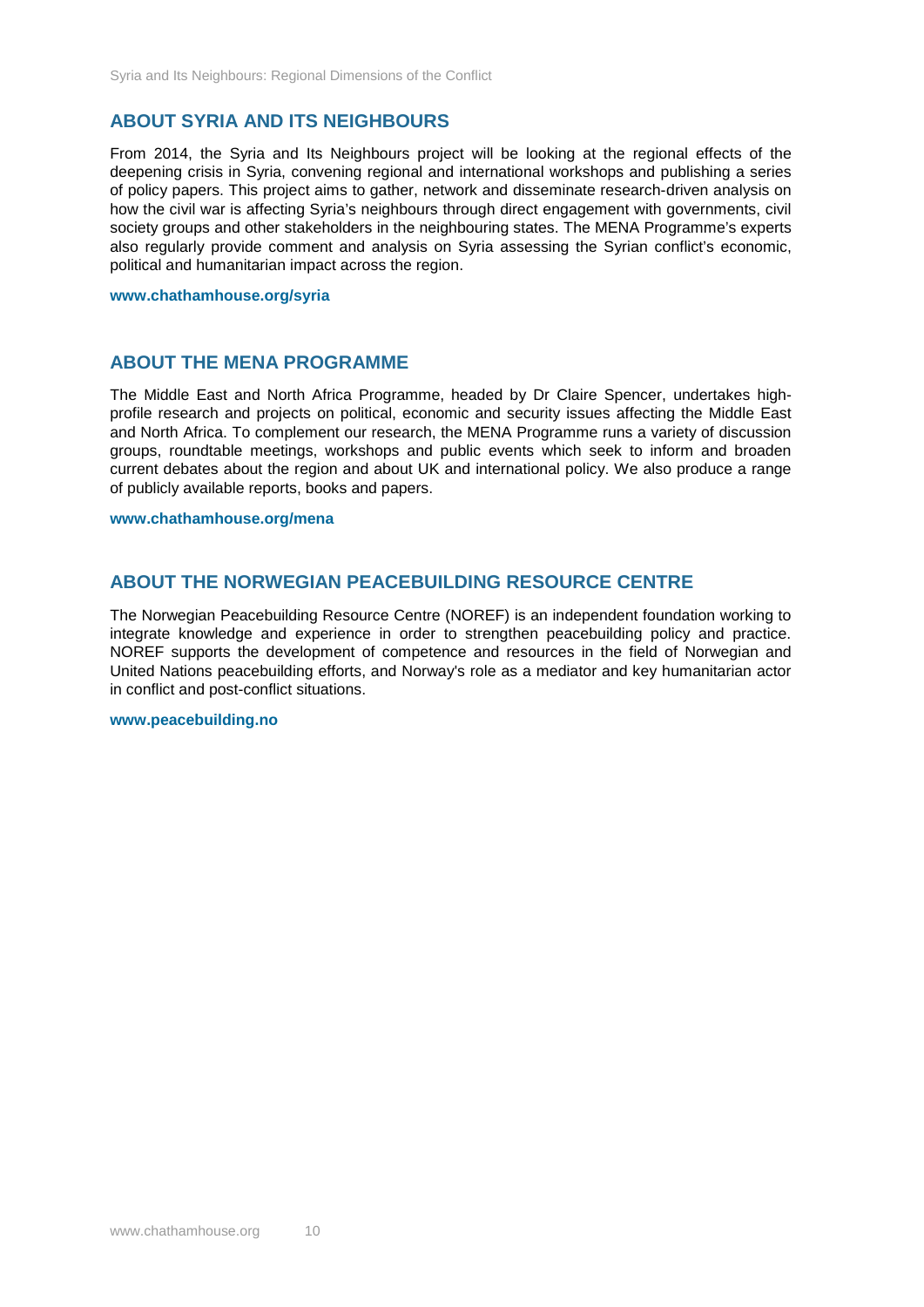## ABOUT SYRIA AND ITS NEIGHBOURS

From 2014, the Syria and Its Neighbours project will be looking at the regional effects of the deepening crisis in Syria, convening regional and international workshops and publishing a series of policy papers. This project aims to gather, network and disseminate research-driven analysis on how the civil war is affecting Syria's neighbours through direct engagement with governments, civil society groups and other stakeholders in the neighbouring states. The MENA Programme's experts also regularly provide comment and analysis on Syria assessing the Syrian conflict's economic, political and humanitarian impact across the region.

**www.chathamhouse.org/syria**

## ABOUT THE MENA PROGRAMME

The Middle East and North Africa Programme, headed by Dr Claire Spencer, undertakes high-profile research and projects on political, economic and security issues affecting the Middle East and North Africa. To complement our research, the MENA Programme runs a variety of discussion groups, roundtable meetings, workshops and public events which seek to inform and broaden current debates about the region and about UK and international policy. We also produce a range of publicly available reports, books and papers.

**www.chathamhouse.org/mena**

## ABOUT THE NORWEGIAN PEACEBUILDING RESOURCE CENTRE

The Norwegian Peacebuilding Resource Centre (NOREF) is an independent foundation working to integrate knowledge and experience in order to strengthen peacebuilding policy and practice. NOREF supports the development of competence and resources in the field of Norwegian and United Nations peacebuilding efforts, and Norway's role as a mediator and key humanitarian actor in conflict and post-conflict situations.

**www.peacebuilding.no**